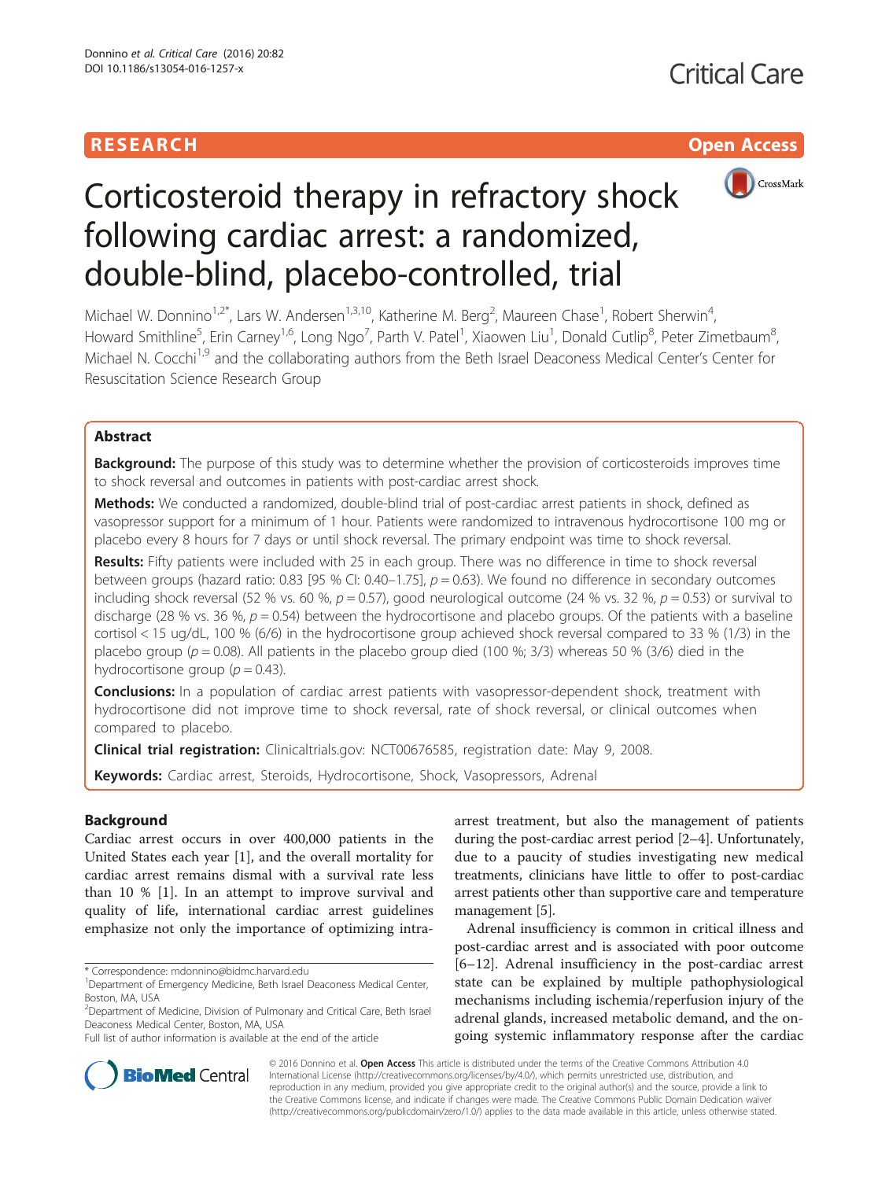RESEARCH Open Access

# Corticosteroid therapy in refractory shock following cardiac arrest: a randomized, double-blind, placebo-controlled, trial

Michael W. Donnino[1,2*], Lars W. Andersen[1,3,10], Katherine M. Berg[2], Maureen Chase[1], Robert Sherwin[4], Howard Smithline[5], Erin Carney[1,6], Long Ngo[7], Parth V. Patel[1], Xiaowen Liu[1], Donald Cutlip[8], Peter Zimetbaum[8], Michael N. Cocchi[1,9] and the collaborating authors from the Beth Israel Deaconess Medical Center's Center for Resuscitation Science Research Group

## Abstract

**Background:** The purpose of this study was to determine whether the provision of corticosteroids improves time to shock reversal and outcomes in patients with post-cardiac arrest shock.

**Methods:** We conducted a randomized, double-blind trial of post-cardiac arrest patients in shock, defined as vasopressor support for a minimum of 1 hour. Patients were randomized to intravenous hydrocortisone 100 mg or placebo every 8 hours for 7 days or until shock reversal. The primary endpoint was time to shock reversal.

**Results:** Fifty patients were included with 25 in each group. There was no difference in time to shock reversal between groups (hazard ratio: 0.83 [95 % CI: 0.40–1.75], $p = 0.63$). We found no difference in secondary outcomes including shock reversal (52 % vs. 60 %, $p = 0.57$), good neurological outcome (24 % vs. 32 %, $p = 0.53$) or survival to discharge (28 % vs. 36 %, $p = 0.54$) between the hydrocortisone and placebo groups. Of the patients with a baseline cortisol < 15 ug/dL, 100 % (6/6) in the hydrocortisone group achieved shock reversal compared to 33 % (1/3) in the placebo group ($p = 0.08$). All patients in the placebo group died (100 %; 3/3) whereas 50 % (3/6) died in the hydrocortisone group ($p = 0.43$).

**Conclusions:** In a population of cardiac arrest patients with vasopressor-dependent shock, treatment with hydrocortisone did not improve time to shock reversal, rate of shock reversal, or clinical outcomes when compared to placebo.

**Clinical trial registration:** Clinicaltrials.gov: NCT00676585, registration date: May 9, 2008.

**Keywords:** Cardiac arrest, Steroids, Hydrocortisone, Shock, Vasopressors, Adrenal

## Background

Cardiac arrest occurs in over 400,000 patients in the United States each year [1], and the overall mortality for cardiac arrest remains dismal with a survival rate less than 10 % [1]. In an attempt to improve survival and quality of life, international cardiac arrest guidelines emphasize not only the importance of optimizing intra-arrest treatment, but also the management of patients during the post-cardiac arrest period [2–4]. Unfortunately, due to a paucity of studies investigating new medical treatments, clinicians have little to offer to post-cardiac arrest patients other than supportive care and temperature management [5].

Adrenal insufficiency is common in critical illness and post-cardiac arrest and is associated with poor outcome [6–12]. Adrenal insufficiency in the post-cardiac arrest state can be explained by multiple pathophysiological mechanisms including ischemia/reperfusion injury of the adrenal glands, increased metabolic demand, and the ongoing systemic inflammatory response after the cardiac

\* Correspondence: mdonnino@bidmc.harvard.edu
[1]Department of Emergency Medicine, Beth Israel Deaconess Medical Center, Boston, MA, USA
[2]Department of Medicine, Division of Pulmonary and Critical Care, Beth Israel Deaconess Medical Center, Boston, MA, USA
Full list of author information is available at the end of the article

© 2016 Donnino et al. **Open Access** This article is distributed under the terms of the Creative Commons Attribution 4.0 International License (http://creativecommons.org/licenses/by/4.0/), which permits unrestricted use, distribution, and reproduction in any medium, provided you give appropriate credit to the original author(s) and the source, provide a link to the Creative Commons license, and indicate if changes were made. The Creative Commons Public Domain Dedication waiver (http://creativecommons.org/publicdomain/zero/1.0/) applies to the data made available in this article, unless otherwise stated.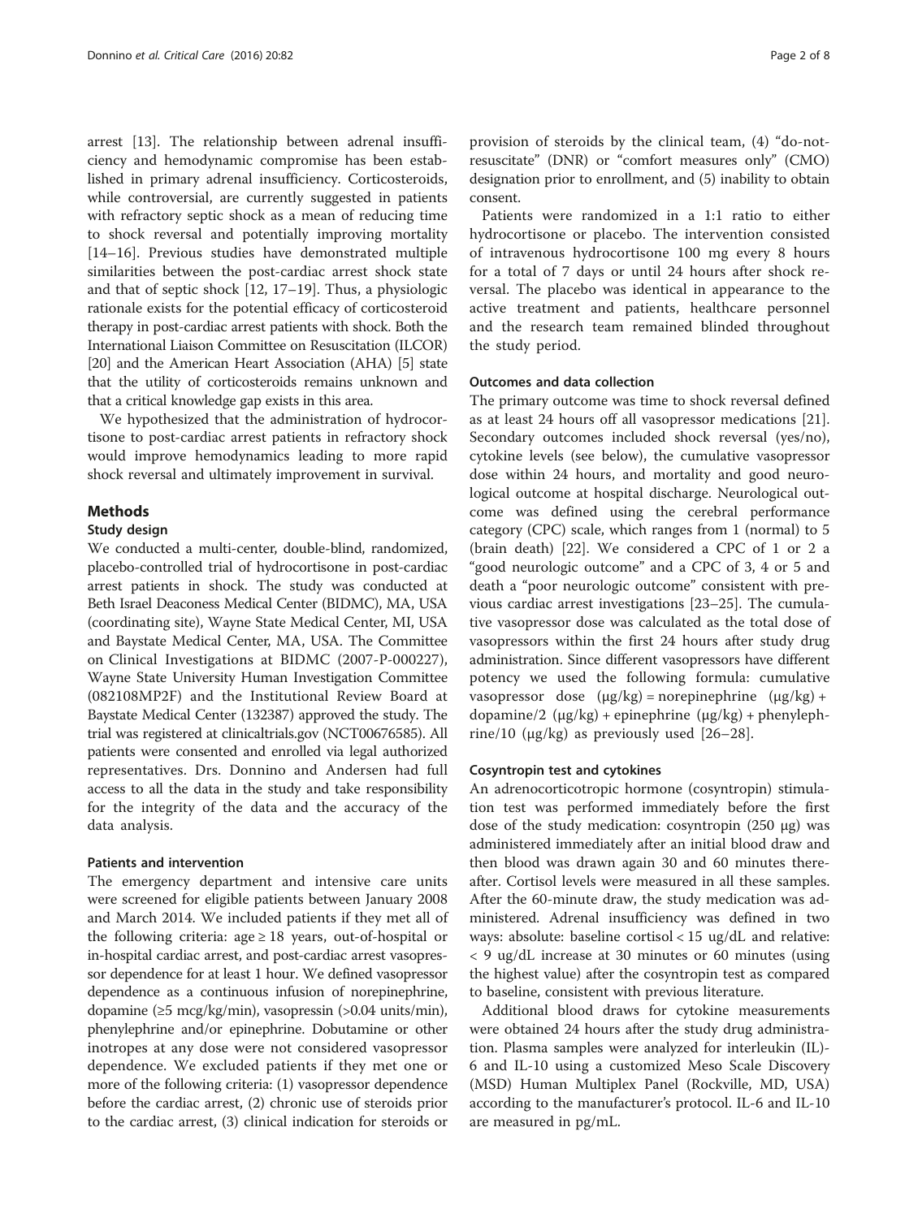arrest [13]. The relationship between adrenal insufficiency and hemodynamic compromise has been established in primary adrenal insufficiency. Corticosteroids, while controversial, are currently suggested in patients with refractory septic shock as a mean of reducing time to shock reversal and potentially improving mortality [14–16]. Previous studies have demonstrated multiple similarities between the post-cardiac arrest shock state and that of septic shock [12, 17–19]. Thus, a physiologic rationale exists for the potential efficacy of corticosteroid therapy in post-cardiac arrest patients with shock. Both the International Liaison Committee on Resuscitation (ILCOR) [20] and the American Heart Association (AHA) [5] state that the utility of corticosteroids remains unknown and that a critical knowledge gap exists in this area.

We hypothesized that the administration of hydrocortisone to post-cardiac arrest patients in refractory shock would improve hemodynamics leading to more rapid shock reversal and ultimately improvement in survival.

## Methods

### Study design

We conducted a multi-center, double-blind, randomized, placebo-controlled trial of hydrocortisone in post-cardiac arrest patients in shock. The study was conducted at Beth Israel Deaconess Medical Center (BIDMC), MA, USA (coordinating site), Wayne State Medical Center, MI, USA and Baystate Medical Center, MA, USA. The Committee on Clinical Investigations at BIDMC (2007-P-000227), Wayne State University Human Investigation Committee (082108MP2F) and the Institutional Review Board at Baystate Medical Center (132387) approved the study. The trial was registered at clinicaltrials.gov (NCT00676585). All patients were consented and enrolled via legal authorized representatives. Drs. Donnino and Andersen had full access to all the data in the study and take responsibility for the integrity of the data and the accuracy of the data analysis.

### Patients and intervention

The emergency department and intensive care units were screened for eligible patients between January 2008 and March 2014. We included patients if they met all of the following criteria: age ≥ 18 years, out-of-hospital or in-hospital cardiac arrest, and post-cardiac arrest vasopressor dependence for at least 1 hour. We defined vasopressor dependence as a continuous infusion of norepinephrine, dopamine (≥5 mcg/kg/min), vasopressin (>0.04 units/min), phenylephrine and/or epinephrine. Dobutamine or other inotropes at any dose were not considered vasopressor dependence. We excluded patients if they met one or more of the following criteria: (1) vasopressor dependence before the cardiac arrest, (2) chronic use of steroids prior to the cardiac arrest, (3) clinical indication for steroids or provision of steroids by the clinical team, (4) "do-not-resuscitate" (DNR) or "comfort measures only" (CMO) designation prior to enrollment, and (5) inability to obtain consent.

Patients were randomized in a 1:1 ratio to either hydrocortisone or placebo. The intervention consisted of intravenous hydrocortisone 100 mg every 8 hours for a total of 7 days or until 24 hours after shock reversal. The placebo was identical in appearance to the active treatment and patients, healthcare personnel and the research team remained blinded throughout the study period.

### Outcomes and data collection

The primary outcome was time to shock reversal defined as at least 24 hours off all vasopressor medications [21]. Secondary outcomes included shock reversal (yes/no), cytokine levels (see below), the cumulative vasopressor dose within 24 hours, and mortality and good neurological outcome at hospital discharge. Neurological outcome was defined using the cerebral performance category (CPC) scale, which ranges from 1 (normal) to 5 (brain death) [22]. We considered a CPC of 1 or 2 a "good neurologic outcome" and a CPC of 3, 4 or 5 and death a "poor neurologic outcome" consistent with previous cardiac arrest investigations [23–25]. The cumulative vasopressor dose was calculated as the total dose of vasopressors within the first 24 hours after study drug administration. Since different vasopressors have different potency we used the following formula: cumulative vasopressor dose (μg/kg) = norepinephrine (μg/kg) + dopamine/2 (μg/kg) + epinephrine (μg/kg) + phenylephrine/10 (μg/kg) as previously used [26–28].

### Cosyntropin test and cytokines

An adrenocorticotropic hormone (cosyntropin) stimulation test was performed immediately before the first dose of the study medication: cosyntropin (250 μg) was administered immediately after an initial blood draw and then blood was drawn again 30 and 60 minutes thereafter. Cortisol levels were measured in all these samples. After the 60-minute draw, the study medication was administered. Adrenal insufficiency was defined in two ways: absolute: baseline cortisol < 15 ug/dL and relative: < 9 ug/dL increase at 30 minutes or 60 minutes (using the highest value) after the cosyntropin test as compared to baseline, consistent with previous literature.

Additional blood draws for cytokine measurements were obtained 24 hours after the study drug administration. Plasma samples were analyzed for interleukin (IL)-6 and IL-10 using a customized Meso Scale Discovery (MSD) Human Multiplex Panel (Rockville, MD, USA) according to the manufacturer's protocol. IL-6 and IL-10 are measured in pg/mL.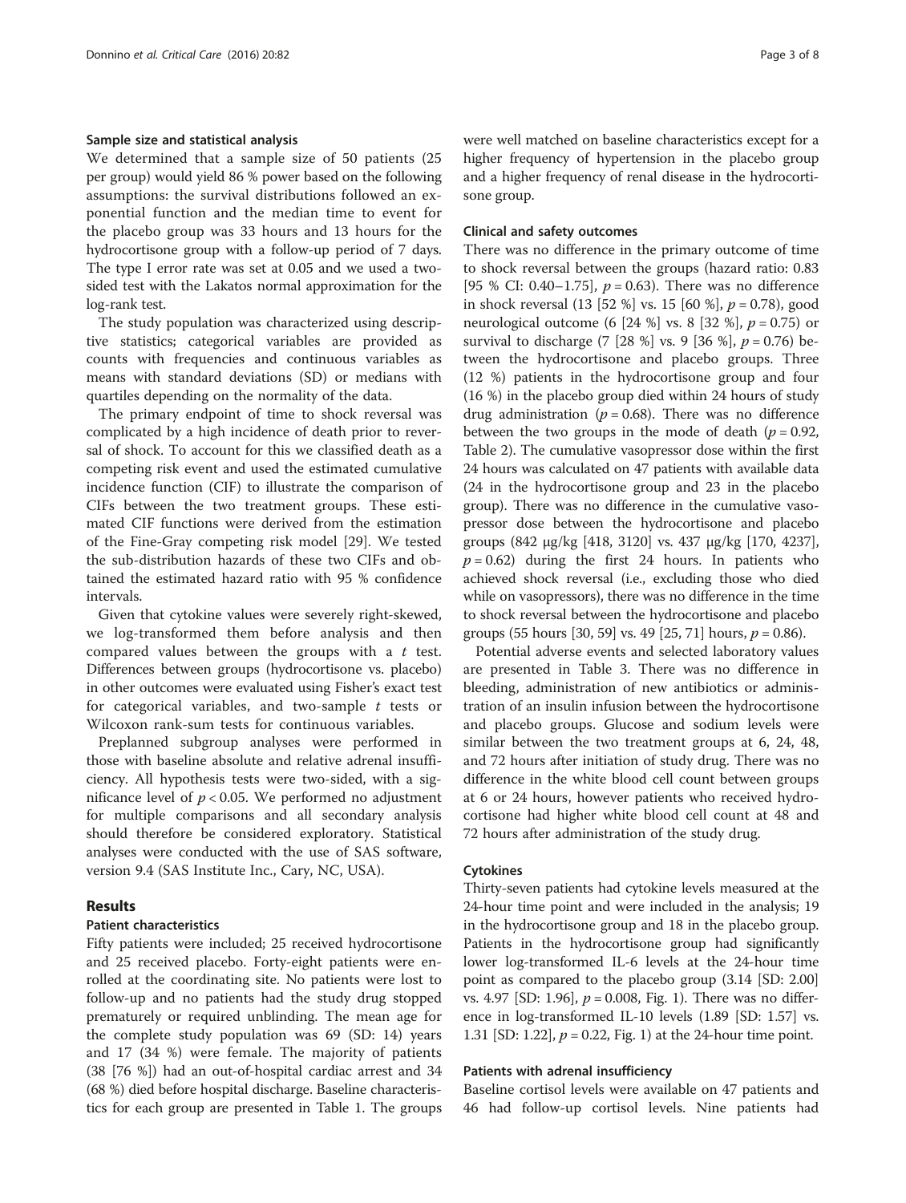### Sample size and statistical analysis

We determined that a sample size of 50 patients (25 per group) would yield 86 % power based on the following assumptions: the survival distributions followed an exponential function and the median time to event for the placebo group was 33 hours and 13 hours for the hydrocortisone group with a follow-up period of 7 days. The type I error rate was set at 0.05 and we used a two-sided test with the Lakatos normal approximation for the log-rank test.

The study population was characterized using descriptive statistics; categorical variables are provided as counts with frequencies and continuous variables as means with standard deviations (SD) or medians with quartiles depending on the normality of the data.

The primary endpoint of time to shock reversal was complicated by a high incidence of death prior to reversal of shock. To account for this we classified death as a competing risk event and used the estimated cumulative incidence function (CIF) to illustrate the comparison of CIFs between the two treatment groups. These estimated CIF functions were derived from the estimation of the Fine-Gray competing risk model [29]. We tested the sub-distribution hazards of these two CIFs and obtained the estimated hazard ratio with 95 % confidence intervals.

Given that cytokine values were severely right-skewed, we log-transformed them before analysis and then compared values between the groups with a $t$ test. Differences between groups (hydrocortisone vs. placebo) in other outcomes were evaluated using Fisher's exact test for categorical variables, and two-sample $t$ tests or Wilcoxon rank-sum tests for continuous variables.

Preplanned subgroup analyses were performed in those with baseline absolute and relative adrenal insufficiency. All hypothesis tests were two-sided, with a significance level of $p < 0.05$. We performed no adjustment for multiple comparisons and all secondary analysis should therefore be considered exploratory. Statistical analyses were conducted with the use of SAS software, version 9.4 (SAS Institute Inc., Cary, NC, USA).

## Results

### Patient characteristics

Fifty patients were included; 25 received hydrocortisone and 25 received placebo. Forty-eight patients were enrolled at the coordinating site. No patients were lost to follow-up and no patients had the study drug stopped prematurely or required unblinding. The mean age for the complete study population was 69 (SD: 14) years and 17 (34 %) were female. The majority of patients (38 [76 %]) had an out-of-hospital cardiac arrest and 34 (68 %) died before hospital discharge. Baseline characteristics for each group are presented in Table 1. The groups were well matched on baseline characteristics except for a higher frequency of hypertension in the placebo group and a higher frequency of renal disease in the hydrocortisone group.

### Clinical and safety outcomes

There was no difference in the primary outcome of time to shock reversal between the groups (hazard ratio: 0.83 [95 % CI: 0.40–1.75], $p = 0.63$). There was no difference in shock reversal (13 [52 %] vs. 15 [60 %], $p = 0.78$), good neurological outcome (6 [24 %] vs. 8 [32 %], $p = 0.75$) or survival to discharge (7 [28 %] vs. 9 [36 %], $p = 0.76$) between the hydrocortisone and placebo groups. Three (12 %) patients in the hydrocortisone group and four (16 %) in the placebo group died within 24 hours of study drug administration ($p = 0.68$). There was no difference between the two groups in the mode of death ($p = 0.92$, Table 2). The cumulative vasopressor dose within the first 24 hours was calculated on 47 patients with available data (24 in the hydrocortisone group and 23 in the placebo group). There was no difference in the cumulative vasopressor dose between the hydrocortisone and placebo groups (842 μg/kg [418, 3120] vs. 437 μg/kg [170, 4237], $p = 0.62$) during the first 24 hours. In patients who achieved shock reversal (i.e., excluding those who died while on vasopressors), there was no difference in the time to shock reversal between the hydrocortisone and placebo groups (55 hours [30, 59] vs. 49 [25, 71] hours, $p = 0.86$).

Potential adverse events and selected laboratory values are presented in Table 3. There was no difference in bleeding, administration of new antibiotics or administration of an insulin infusion between the hydrocortisone and placebo groups. Glucose and sodium levels were similar between the two treatment groups at 6, 24, 48, and 72 hours after initiation of study drug. There was no difference in the white blood cell count between groups at 6 or 24 hours, however patients who received hydrocortisone had higher white blood cell count at 48 and 72 hours after administration of the study drug.

### Cytokines

Thirty-seven patients had cytokine levels measured at the 24-hour time point and were included in the analysis; 19 in the hydrocortisone group and 18 in the placebo group. Patients in the hydrocortisone group had significantly lower log-transformed IL-6 levels at the 24-hour time point as compared to the placebo group (3.14 [SD: 2.00] vs. 4.97 [SD: 1.96], $p = 0.008$, Fig. 1). There was no difference in log-transformed IL-10 levels (1.89 [SD: 1.57] vs. 1.31 [SD: 1.22], $p = 0.22$, Fig. 1) at the 24-hour time point.

### Patients with adrenal insufficiency

Baseline cortisol levels were available on 47 patients and 46 had follow-up cortisol levels. Nine patients had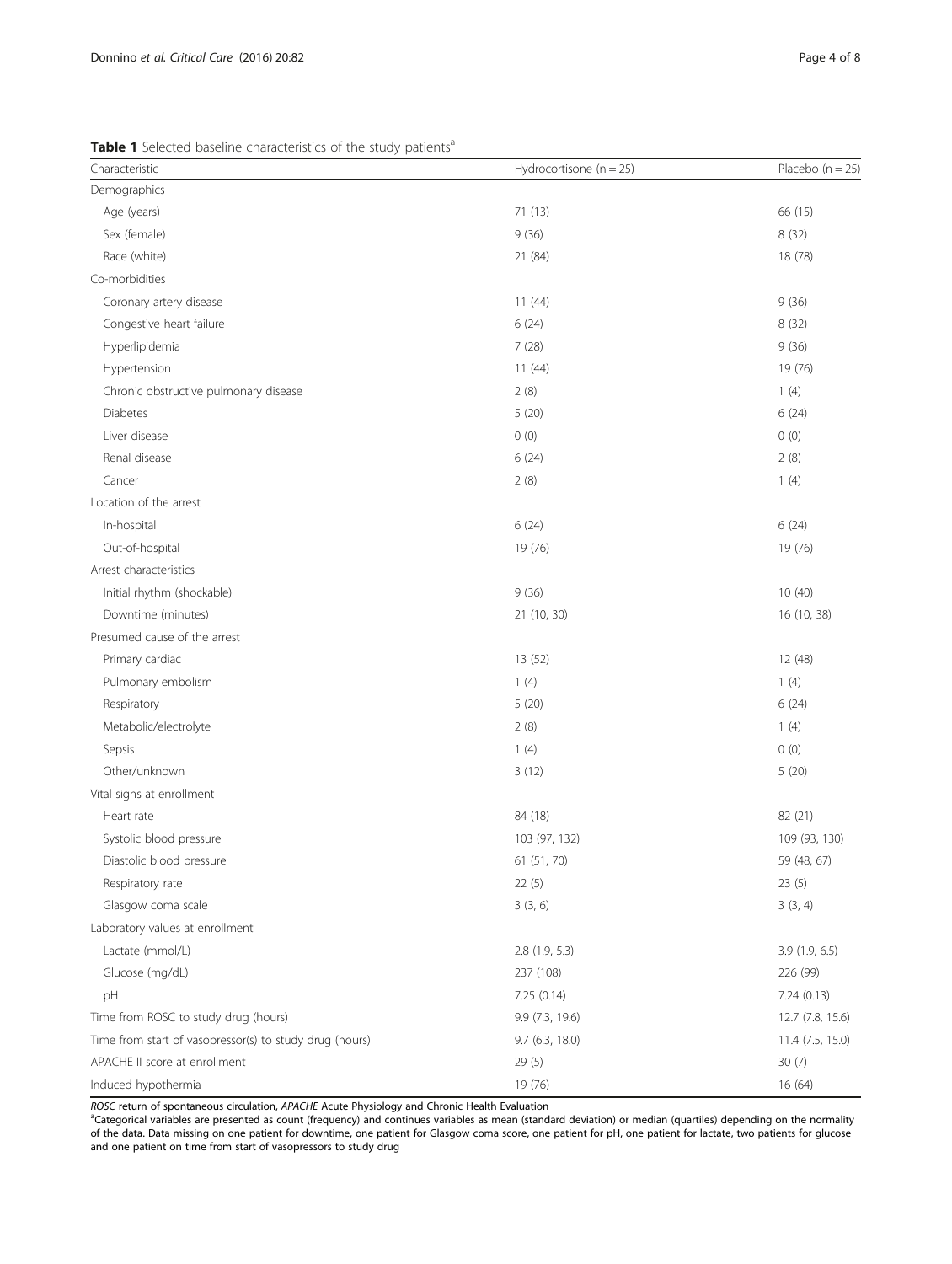**Table 1** Selected baseline characteristics of the study patients[a]

| Characteristic | Hydrocortisone (n = 25) | Placebo (n = 25) |
|---|---|---|
| Demographics | | |
| Age (years) | 71 (13) | 66 (15) |
| Sex (female) | 9 (36) | 8 (32) |
| Race (white) | 21 (84) | 18 (78) |
| Co-morbidities | | |
| Coronary artery disease | 11 (44) | 9 (36) |
| Congestive heart failure | 6 (24) | 8 (32) |
| Hyperlipidemia | 7 (28) | 9 (36) |
| Hypertension | 11 (44) | 19 (76) |
| Chronic obstructive pulmonary disease | 2 (8) | 1 (4) |
| Diabetes | 5 (20) | 6 (24) |
| Liver disease | 0 (0) | 0 (0) |
| Renal disease | 6 (24) | 2 (8) |
| Cancer | 2 (8) | 1 (4) |
| Location of the arrest | | |
| In-hospital | 6 (24) | 6 (24) |
| Out-of-hospital | 19 (76) | 19 (76) |
| Arrest characteristics | | |
| Initial rhythm (shockable) | 9 (36) | 10 (40) |
| Downtime (minutes) | 21 (10, 30) | 16 (10, 38) |
| Presumed cause of the arrest | | |
| Primary cardiac | 13 (52) | 12 (48) |
| Pulmonary embolism | 1 (4) | 1 (4) |
| Respiratory | 5 (20) | 6 (24) |
| Metabolic/electrolyte | 2 (8) | 1 (4) |
| Sepsis | 1 (4) | 0 (0) |
| Other/unknown | 3 (12) | 5 (20) |
| Vital signs at enrollment | | |
| Heart rate | 84 (18) | 82 (21) |
| Systolic blood pressure | 103 (97, 132) | 109 (93, 130) |
| Diastolic blood pressure | 61 (51, 70) | 59 (48, 67) |
| Respiratory rate | 22 (5) | 23 (5) |
| Glasgow coma scale | 3 (3, 6) | 3 (3, 4) |
| Laboratory values at enrollment | | |
| Lactate (mmol/L) | 2.8 (1.9, 5.3) | 3.9 (1.9, 6.5) |
| Glucose (mg/dL) | 237 (108) | 226 (99) |
| pH | 7.25 (0.14) | 7.24 (0.13) |
| Time from ROSC to study drug (hours) | 9.9 (7.3, 19.6) | 12.7 (7.8, 15.6) |
| Time from start of vasopressor(s) to study drug (hours) | 9.7 (6.3, 18.0) | 11.4 (7.5, 15.0) |
| APACHE II score at enrollment | 29 (5) | 30 (7) |
| Induced hypothermia | 19 (76) | 16 (64) |

*ROSC* return of spontaneous circulation, *APACHE* Acute Physiology and Chronic Health Evaluation

[a]Categorical variables are presented as count (frequency) and continues variables as mean (standard deviation) or median (quartiles) depending on the normality of the data. Data missing on one patient for downtime, one patient for Glasgow coma score, one patient for pH, one patient for lactate, two patients for glucose and one patient on time from start of vasopressors to study drug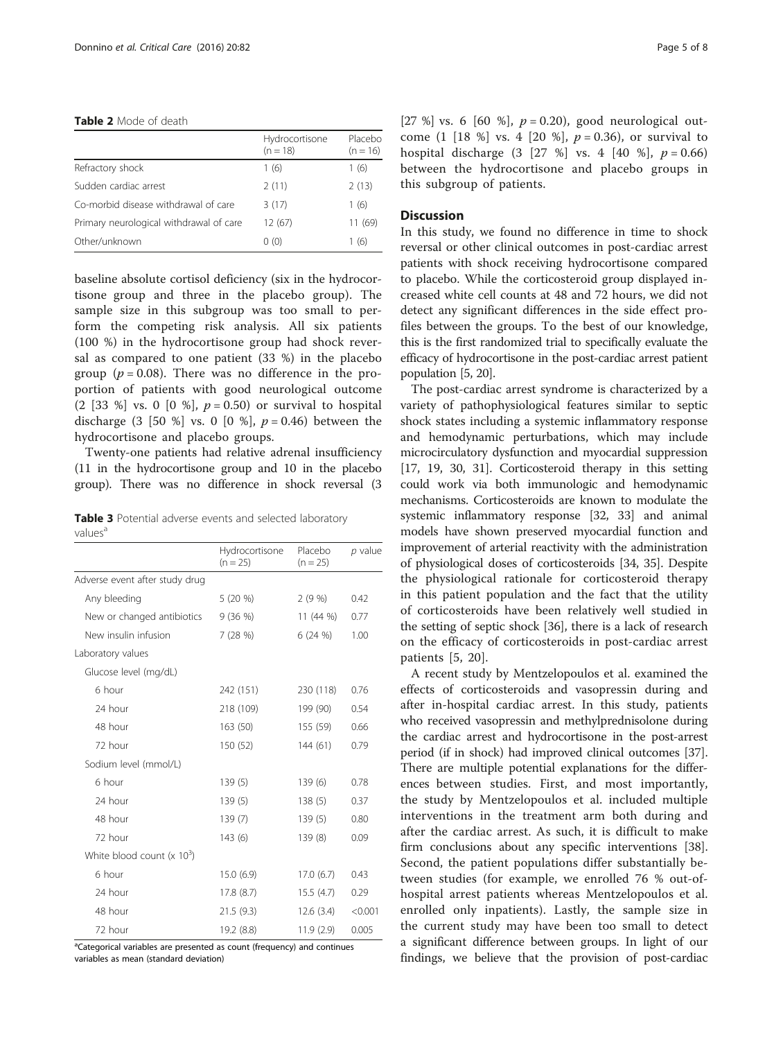**Table 2** Mode of death

| | Hydrocortisone (n = 18) | Placebo (n = 16) |
|---|---|---|
| Refractory shock | 1 (6) | 1 (6) |
| Sudden cardiac arrest | 2 (11) | 2 (13) |
| Co-morbid disease withdrawal of care | 3 (17) | 1 (6) |
| Primary neurological withdrawal of care | 12 (67) | 11 (69) |
| Other/unknown | 0 (0) | 1 (6) |

baseline absolute cortisol deficiency (six in the hydrocortisone group and three in the placebo group). The sample size in this subgroup was too small to perform the competing risk analysis. All six patients (100 %) in the hydrocortisone group had shock reversal as compared to one patient (33 %) in the placebo group ($p = 0.08$). There was no difference in the proportion of patients with good neurological outcome (2 [33 %] vs. 0 [0 %], $p = 0.50$) or survival to hospital discharge (3 [50 %] vs. 0 [0 %], $p = 0.46$) between the hydrocortisone and placebo groups.

Twenty-one patients had relative adrenal insufficiency (11 in the hydrocortisone group and 10 in the placebo group). There was no difference in shock reversal (3 [27 %] vs. 6 [60 %], $p = 0.20$), good neurological outcome (1 [18 %] vs. 4 [20 %], $p = 0.36$), or survival to hospital discharge (3 [27 %] vs. 4 [40 %], $p = 0.66$) between the hydrocortisone and placebo groups in this subgroup of patients.

**Table 3** Potential adverse events and selected laboratory values[a]

| | Hydrocortisone (n = 25) | Placebo (n = 25) | *p* value |
|---|---|---|---|
| Adverse event after study drug | | | |
| Any bleeding | 5 (20 %) | 2 (9 %) | 0.42 |
| New or changed antibiotics | 9 (36 %) | 11 (44 %) | 0.77 |
| New insulin infusion | 7 (28 %) | 6 (24 %) | 1.00 |
| Laboratory values | | | |
| Glucose level (mg/dL) | | | |
| 6 hour | 242 (151) | 230 (118) | 0.76 |
| 24 hour | 218 (109) | 199 (90) | 0.54 |
| 48 hour | 163 (50) | 155 (59) | 0.66 |
| 72 hour | 150 (52) | 144 (61) | 0.79 |
| Sodium level (mmol/L) | | | |
| 6 hour | 139 (5) | 139 (6) | 0.78 |
| 24 hour | 139 (5) | 138 (5) | 0.37 |
| 48 hour | 139 (7) | 139 (5) | 0.80 |
| 72 hour | 143 (6) | 139 (8) | 0.09 |
| White blood count (x $10^3$) | | | |
| 6 hour | 15.0 (6.9) | 17.0 (6.7) | 0.43 |
| 24 hour | 17.8 (8.7) | 15.5 (4.7) | 0.29 |
| 48 hour | 21.5 (9.3) | 12.6 (3.4) | <0.001 |
| 72 hour | 19.2 (8.8) | 11.9 (2.9) | 0.005 |

[a]Categorical variables are presented as count (frequency) and continues variables as mean (standard deviation)

## Discussion

In this study, we found no difference in time to shock reversal or other clinical outcomes in post-cardiac arrest patients with shock receiving hydrocortisone compared to placebo. While the corticosteroid group displayed increased white cell counts at 48 and 72 hours, we did not detect any significant differences in the side effect profiles between the groups. To the best of our knowledge, this is the first randomized trial to specifically evaluate the efficacy of hydrocortisone in the post-cardiac arrest patient population [5, 20].

The post-cardiac arrest syndrome is characterized by a variety of pathophysiological features similar to septic shock states including a systemic inflammatory response and hemodynamic perturbations, which may include microcirculatory dysfunction and myocardial suppression [17, 19, 30, 31]. Corticosteroid therapy in this setting could work via both immunologic and hemodynamic mechanisms. Corticosteroids are known to modulate the systemic inflammatory response [32, 33] and animal models have shown preserved myocardial function and improvement of arterial reactivity with the administration of physiological doses of corticosteroids [34, 35]. Despite the physiological rationale for corticosteroid therapy in this patient population and the fact that the utility of corticosteroids have been relatively well studied in the setting of septic shock [36], there is a lack of research on the efficacy of corticosteroids in post-cardiac arrest patients [5, 20].

A recent study by Mentzelopoulos et al. examined the effects of corticosteroids and vasopressin during and after in-hospital cardiac arrest. In this study, patients who received vasopressin and methylprednisolone during the cardiac arrest and hydrocortisone in the post-arrest period (if in shock) had improved clinical outcomes [37]. There are multiple potential explanations for the differences between studies. First, and most importantly, the study by Mentzelopoulos et al. included multiple interventions in the treatment arm both during and after the cardiac arrest. As such, it is difficult to make firm conclusions about any specific interventions [38]. Second, the patient populations differ substantially between studies (for example, we enrolled 76 % out-of-hospital arrest patients whereas Mentzelopoulos et al. enrolled only inpatients). Lastly, the sample size in the current study may have been too small to detect a significant difference between groups. In light of our findings, we believe that the provision of post-cardiac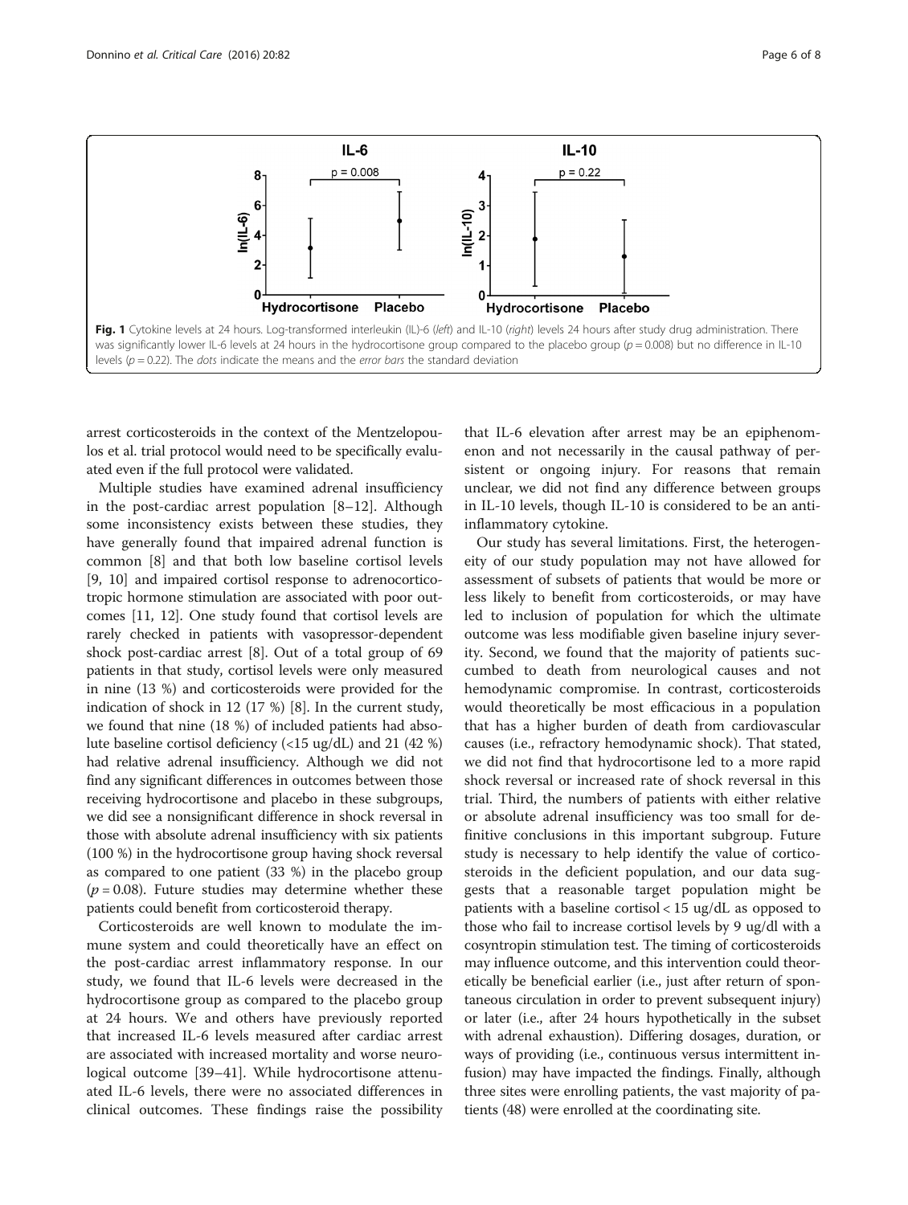Fig. 1 Cytokine levels at 24 hours. Log-transformed interleukin (IL)-6 (*left*) and IL-10 (*right*) levels 24 hours after study drug administration. There was significantly lower IL-6 levels at 24 hours in the hydrocortisone group compared to the placebo group ($p = 0.008$) but no difference in IL-10 levels ($p = 0.22$). The *dots* indicate the means and the *error bars* the standard deviation

arrest corticosteroids in the context of the Mentzelopoulos et al. trial protocol would need to be specifically evaluated even if the full protocol were validated.

Multiple studies have examined adrenal insufficiency in the post-cardiac arrest population [8–12]. Although some inconsistency exists between these studies, they have generally found that impaired adrenal function is common [8] and that both low baseline cortisol levels [9, 10] and impaired cortisol response to adrenocorticotropic hormone stimulation are associated with poor outcomes [11, 12]. One study found that cortisol levels are rarely checked in patients with vasopressor-dependent shock post-cardiac arrest [8]. Out of a total group of 69 patients in that study, cortisol levels were only measured in nine (13 %) and corticosteroids were provided for the indication of shock in 12 (17 %) [8]. In the current study, we found that nine (18 %) of included patients had absolute baseline cortisol deficiency (<15 ug/dL) and 21 (42 %) had relative adrenal insufficiency. Although we did not find any significant differences in outcomes between those receiving hydrocortisone and placebo in these subgroups, we did see a nonsignificant difference in shock reversal in those with absolute adrenal insufficiency with six patients (100 %) in the hydrocortisone group having shock reversal as compared to one patient (33 %) in the placebo group ($p = 0.08$). Future studies may determine whether these patients could benefit from corticosteroid therapy.

Corticosteroids are well known to modulate the immune system and could theoretically have an effect on the post-cardiac arrest inflammatory response. In our study, we found that IL-6 levels were decreased in the hydrocortisone group as compared to the placebo group at 24 hours. We and others have previously reported that increased IL-6 levels measured after cardiac arrest are associated with increased mortality and worse neurological outcome [39–41]. While hydrocortisone attenuated IL-6 levels, there were no associated differences in clinical outcomes. These findings raise the possibility that IL-6 elevation after arrest may be an epiphenomenon and not necessarily in the causal pathway of persistent or ongoing injury. For reasons that remain unclear, we did not find any difference between groups in IL-10 levels, though IL-10 is considered to be an anti-inflammatory cytokine.

Our study has several limitations. First, the heterogeneity of our study population may not have allowed for assessment of subsets of patients that would be more or less likely to benefit from corticosteroids, or may have led to inclusion of population for which the ultimate outcome was less modifiable given baseline injury severity. Second, we found that the majority of patients succumbed to death from neurological causes and not hemodynamic compromise. In contrast, corticosteroids would theoretically be most efficacious in a population that has a higher burden of death from cardiovascular causes (i.e., refractory hemodynamic shock). That stated, we did not find that hydrocortisone led to a more rapid shock reversal or increased rate of shock reversal in this trial. Third, the numbers of patients with either relative or absolute adrenal insufficiency was too small for definitive conclusions in this important subgroup. Future study is necessary to help identify the value of corticosteroids in the deficient population, and our data suggests that a reasonable target population might be patients with a baseline cortisol < 15 ug/dL as opposed to those who fail to increase cortisol levels by 9 ug/dl with a cosyntropin stimulation test. The timing of corticosteroids may influence outcome, and this intervention could theoretically be beneficial earlier (i.e., just after return of spontaneous circulation in order to prevent subsequent injury) or later (i.e., after 24 hours hypothetically in the subset with adrenal exhaustion). Differing dosages, duration, or ways of providing (i.e., continuous versus intermittent infusion) may have impacted the findings. Finally, although three sites were enrolling patients, the vast majority of patients (48) were enrolled at the coordinating site.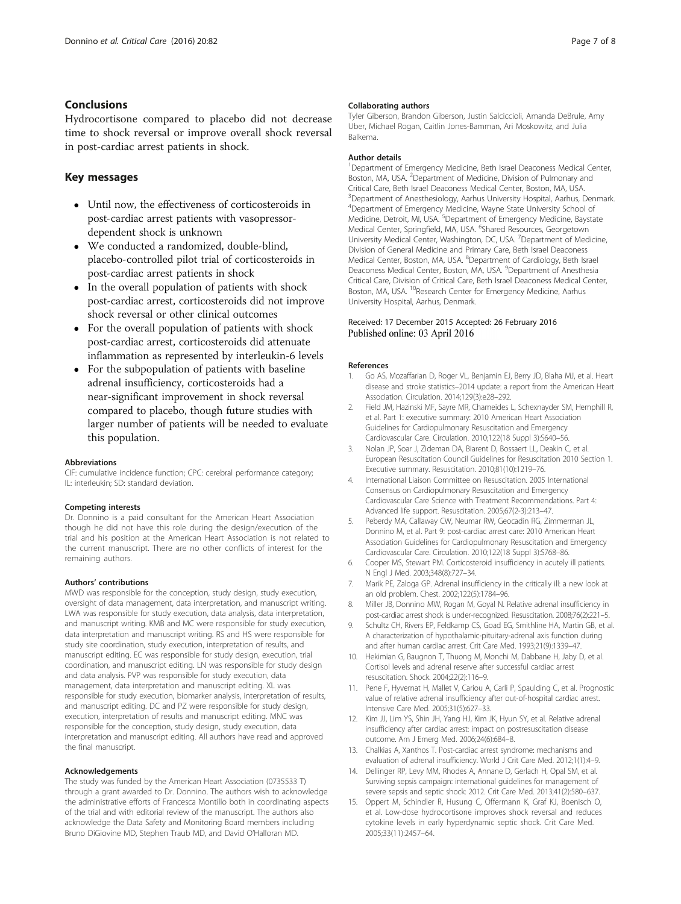## Conclusions

Hydrocortisone compared to placebo did not decrease time to shock reversal or improve overall shock reversal in post-cardiac arrest patients in shock.

## Key messages

- Until now, the effectiveness of corticosteroids in post-cardiac arrest patients with vasopressor-dependent shock is unknown
- We conducted a randomized, double-blind, placebo-controlled pilot trial of corticosteroids in post-cardiac arrest patients in shock
- In the overall population of patients with shock post-cardiac arrest, corticosteroids did not improve shock reversal or other clinical outcomes
- For the overall population of patients with shock post-cardiac arrest, corticosteroids did attenuate inflammation as represented by interleukin-6 levels
- For the subpopulation of patients with baseline adrenal insufficiency, corticosteroids had a near-significant improvement in shock reversal compared to placebo, though future studies with larger number of patients will be needed to evaluate this population.

#### Abbreviations

CIF: cumulative incidence function; CPC: cerebral performance category; IL: interleukin; SD: standard deviation.

#### Competing interests

Dr. Donnino is a paid consultant for the American Heart Association though he did not have this role during the design/execution of the trial and his position at the American Heart Association is not related to the current manuscript. There are no other conflicts of interest for the remaining authors.

#### Authors' contributions

MWD was responsible for the conception, study design, study execution, oversight of data management, data interpretation, and manuscript writing. LWA was responsible for study execution, data analysis, data interpretation, and manuscript writing. KMB and MC were responsible for study execution, data interpretation and manuscript writing. RS and HS were responsible for study site coordination, study execution, interpretation of results, and manuscript editing. EC was responsible for study design, execution, trial coordination, and manuscript editing. LN was responsible for study design and data analysis. PVP was responsible for study execution, data management, data interpretation and manuscript editing. XL was responsible for study execution, biomarker analysis, interpretation of results, and manuscript editing. DC and PZ were responsible for study design, execution, interpretation of results and manuscript editing. MNC was responsible for the conception, study design, study execution, data interpretation and manuscript editing. All authors have read and approved the final manuscript.

#### Acknowledgements

The study was funded by the American Heart Association (0735533 T) through a grant awarded to Dr. Donnino. The authors wish to acknowledge the administrative efforts of Francesca Montillo both in coordinating aspects of the trial and with editorial review of the manuscript. The authors also acknowledge the Data Safety and Monitoring Board members including Bruno DiGiovine MD, Stephen Traub MD, and David O'Halloran MD.

#### Collaborating authors

Tyler Giberson, Brandon Giberson, Justin Salciccioli, Amanda DeBrule, Amy Uber, Michael Rogan, Caitlin Jones-Bamman, Ari Moskowitz, and Julia Balkema.

#### Author details

[1]Department of Emergency Medicine, Beth Israel Deaconess Medical Center, Boston, MA, USA. [2]Department of Medicine, Division of Pulmonary and Critical Care, Beth Israel Deaconess Medical Center, Boston, MA, USA. [3]Department of Anesthesiology, Aarhus University Hospital, Aarhus, Denmark. [4]Department of Emergency Medicine, Wayne State University School of Medicine, Detroit, MI, USA. [5]Department of Emergency Medicine, Baystate Medical Center, Springfield, MA, USA. [6]Shared Resources, Georgetown University Medical Center, Washington, DC, USA. [7]Department of Medicine, Division of General Medicine and Primary Care, Beth Israel Deaconess Medical Center, Boston, MA, USA. [8]Department of Cardiology, Beth Israel Deaconess Medical Center, Boston, MA, USA. [9]Department of Anesthesia Critical Care, Division of Critical Care, Beth Israel Deaconess Medical Center, Boston, MA, USA. [10]Research Center for Emergency Medicine, Aarhus University Hospital, Aarhus, Denmark.

Received: 17 December 2015 Accepted: 26 February 2016
Published online: 03 April 2016

#### References

1. Go AS, Mozaffarian D, Roger VL, Benjamin EJ, Berry JD, Blaha MJ, et al. Heart disease and stroke statistics–2014 update: a report from the American Heart Association. Circulation. 2014;129(3):e28–292.
2. Field JM, Hazinski MF, Sayre MR, Chameides L, Schexnayder SM, Hemphill R, et al. Part 1: executive summary: 2010 American Heart Association Guidelines for Cardiopulmonary Resuscitation and Emergency Cardiovascular Care. Circulation. 2010;122(18 Suppl 3):S640–56.
3. Nolan JP, Soar J, Zideman DA, Biarent D, Bossaert LL, Deakin C, et al. European Resuscitation Council Guidelines for Resuscitation 2010 Section 1. Executive summary. Resuscitation. 2010;81(10):1219–76.
4. International Liaison Committee on Resuscitation. 2005 International Consensus on Cardiopulmonary Resuscitation and Emergency Cardiovascular Care Science with Treatment Recommendations. Part 4: Advanced life support. Resuscitation. 2005;67(2-3):213–47.
5. Peberdy MA, Callaway CW, Neumar RW, Geocadin RG, Zimmerman JL, Donnino M, et al. Part 9: post-cardiac arrest care: 2010 American Heart Association Guidelines for Cardiopulmonary Resuscitation and Emergency Cardiovascular Care. Circulation. 2010;122(18 Suppl 3):S768–86.
6. Cooper MS, Stewart PM. Corticosteroid insufficiency in acutely ill patients. N Engl J Med. 2003;348(8):727–34.
7. Marik PE, Zaloga GP. Adrenal insufficiency in the critically ill: a new look at an old problem. Chest. 2002;122(5):1784–96.
8. Miller JB, Donnino MW, Rogan M, Goyal N. Relative adrenal insufficiency in post-cardiac arrest shock is under-recognized. Resuscitation. 2008;76(2):221–5.
9. Schultz CH, Rivers EP, Feldkamp CS, Goad EG, Smithline HA, Martin GB, et al. A characterization of hypothalamic-pituitary-adrenal axis function during and after human cardiac arrest. Crit Care Med. 1993;21(9):1339–47.
10. Hekimian G, Baugnon T, Thuong M, Monchi M, Dabbane H, Jaby D, et al. Cortisol levels and adrenal reserve after successful cardiac arrest resuscitation. Shock. 2004;22(2):116–9.
11. Pene F, Hyvernat H, Mallet V, Cariou A, Carli P, Spaulding C, et al. Prognostic value of relative adrenal insufficiency after out-of-hospital cardiac arrest. Intensive Care Med. 2005;31(5):627–33.
12. Kim JJ, Lim YS, Shin JH, Yang HJ, Kim JK, Hyun SY, et al. Relative adrenal insufficiency after cardiac arrest: impact on postresuscitation disease outcome. Am J Emerg Med. 2006;24(6):684–8.
13. Chalkias A, Xanthos T. Post-cardiac arrest syndrome: mechanisms and evaluation of adrenal insufficiency. World J Crit Care Med. 2012;1(1):4–9.
14. Dellinger RP, Levy MM, Rhodes A, Annane D, Gerlach H, Opal SM, et al. Surviving sepsis campaign: international guidelines for management of severe sepsis and septic shock: 2012. Crit Care Med. 2013;41(2):580–637.
15. Oppert M, Schindler R, Husung C, Offermann K, Graf KJ, Boenisch O, et al. Low-dose hydrocortisone improves shock reversal and reduces cytokine levels in early hyperdynamic septic shock. Crit Care Med. 2005;33(11):2457–64.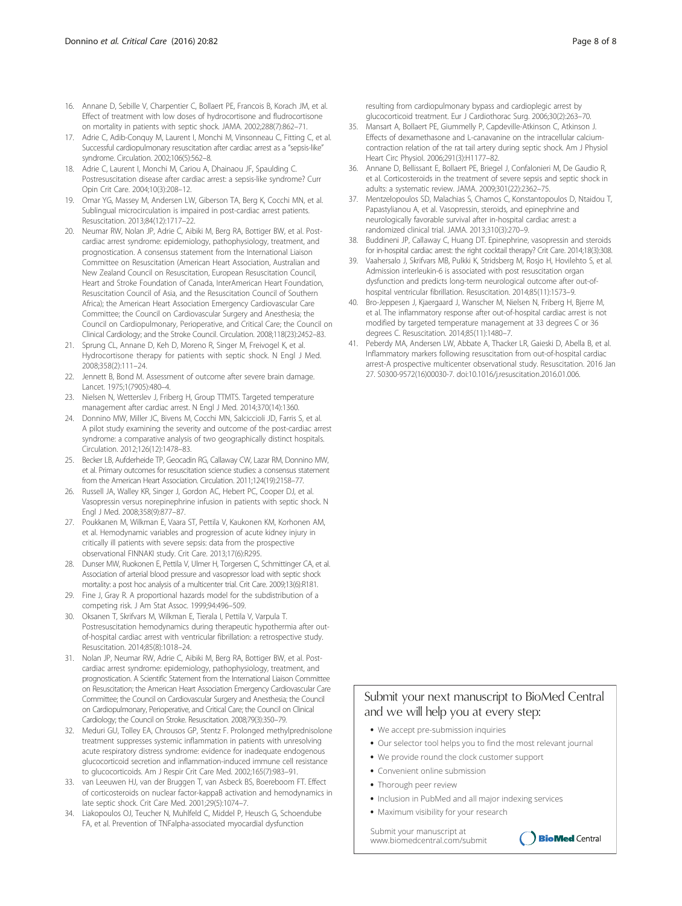16. Annane D, Sebille V, Charpentier C, Bollaert PE, Francois B, Korach JM, et al. Effect of treatment with low doses of hydrocortisone and fludrocortisone on mortality in patients with septic shock. JAMA. 2002;288(7):862–71.
17. Adrie C, Adib-Conquy M, Laurent I, Monchi M, Vinsonneau C, Fitting C, et al. Successful cardiopulmonary resuscitation after cardiac arrest as a "sepsis-like" syndrome. Circulation. 2002;106(5):562–8.
18. Adrie C, Laurent I, Monchi M, Cariou A, Dhainaou JF, Spaulding C. Postresuscitation disease after cardiac arrest: a sepsis-like syndrome? Curr Opin Crit Care. 2004;10(3):208–12.
19. Omar YG, Massey M, Andersen LW, Giberson TA, Berg K, Cocchi MN, et al. Sublingual microcirculation is impaired in post-cardiac arrest patients. Resuscitation. 2013;84(12):1717–22.
20. Neumar RW, Nolan JP, Adrie C, Aibiki M, Berg RA, Bottiger BW, et al. Post-cardiac arrest syndrome: epidemiology, pathophysiology, treatment, and prognostication. A consensus statement from the International Liaison Committee on Resuscitation (American Heart Association, Australian and New Zealand Council on Resuscitation, European Resuscitation Council, Heart and Stroke Foundation of Canada, InterAmerican Heart Foundation, Resuscitation Council of Asia, and the Resuscitation Council of Southern Africa); the American Heart Association Emergency Cardiovascular Care Committee; the Council on Cardiovascular Surgery and Anesthesia; the Council on Cardiopulmonary, Perioperative, and Critical Care; the Council on Clinical Cardiology; and the Stroke Council. Circulation. 2008;118(23):2452–83.
21. Sprung CL, Annane D, Keh D, Moreno R, Singer M, Freivogel K, et al. Hydrocortisone therapy for patients with septic shock. N Engl J Med. 2008;358(2):111–24.
22. Jennett B, Bond M. Assessment of outcome after severe brain damage. Lancet. 1975;1(7905):480–4.
23. Nielsen N, Wetterslev J, Friberg H, Group TTMTS. Targeted temperature management after cardiac arrest. N Engl J Med. 2014;370(14):1360.
24. Donnino MW, Miller JC, Bivens M, Cocchi MN, Salciccioli JD, Farris S, et al. A pilot study examining the severity and outcome of the post-cardiac arrest syndrome: a comparative analysis of two geographically distinct hospitals. Circulation. 2012;126(12):1478–83.
25. Becker LB, Aufderheide TP, Geocadin RG, Callaway CW, Lazar RM, Donnino MW, et al. Primary outcomes for resuscitation science studies: a consensus statement from the American Heart Association. Circulation. 2011;124(19):2158–77.
26. Russell JA, Walley KR, Singer J, Gordon AC, Hebert PC, Cooper DJ, et al. Vasopressin versus norepinephrine infusion in patients with septic shock. N Engl J Med. 2008;358(9):877–87.
27. Poukkanen M, Wilkman E, Vaara ST, Pettila V, Kaukonen KM, Korhonen AM, et al. Hemodynamic variables and progression of acute kidney injury in critically ill patients with severe sepsis: data from the prospective observational FINNAKI study. Crit Care. 2013;17(6):R295.
28. Dunser MW, Ruokonen E, Pettila V, Ulmer H, Torgersen C, Schmittinger CA, et al. Association of arterial blood pressure and vasopressor load with septic shock mortality: a post hoc analysis of a multicenter trial. Crit Care. 2009;13(6):R181.
29. Fine J, Gray R. A proportional hazards model for the subdistribution of a competing risk. J Am Stat Assoc. 1999;94:496–509.
30. Oksanen T, Skrifvars M, Wilkman E, Tierala I, Pettila V, Varpula T. Postresuscitation hemodynamics during therapeutic hypothermia after out-of-hospital cardiac arrest with ventricular fibrillation: a retrospective study. Resuscitation. 2014;85(8):1018–24.
31. Nolan JP, Neumar RW, Adrie C, Aibiki M, Berg RA, Bottiger BW, et al. Post-cardiac arrest syndrome: epidemiology, pathophysiology, treatment, and prognostication. A Scientific Statement from the International Liaison Committee on Resuscitation; the American Heart Association Emergency Cardiovascular Care Committee; the Council on Cardiovascular Surgery and Anesthesia; the Council on Cardiopulmonary, Perioperative, and Critical Care; the Council on Clinical Cardiology; the Council on Stroke. Resuscitation. 2008;79(3):350–79.
32. Meduri GU, Tolley EA, Chrousos GP, Stentz F. Prolonged methylprednisolone treatment suppresses systemic inflammation in patients with unresolving acute respiratory distress syndrome: evidence for inadequate endogenous glucocorticoid secretion and inflammation-induced immune cell resistance to glucocorticoids. Am J Respir Crit Care Med. 2002;165(7):983–91.
33. van Leeuwen HJ, van der Bruggen T, van Asbeck BS, Boereboom FT. Effect of corticosteroids on nuclear factor-kappaB activation and hemodynamics in late septic shock. Crit Care Med. 2001;29(5):1074–7.
34. Liakopoulos OJ, Teucher N, Muhlfeld C, Middel P, Heusch G, Schoendube FA, et al. Prevention of TNFalpha-associated myocardial dysfunction resulting from cardiopulmonary bypass and cardioplegic arrest by glucocorticoid treatment. Eur J Cardiothorac Surg. 2006;30(2):263–70.
35. Mansart A, Bollaert PE, Giummelly P, Capdeville-Atkinson C, Atkinson J. Effects of dexamethasone and L-canavanine on the intracellular calcium-contraction relation of the rat tail artery during septic shock. Am J Physiol Heart Circ Physiol. 2006;291(3):H1177–82.
36. Annane D, Bellissant E, Bollaert PE, Briegel J, Confalonieri M, De Gaudio R, et al. Corticosteroids in the treatment of severe sepsis and septic shock in adults: a systematic review. JAMA. 2009;301(22):2362–75.
37. Mentzelopoulos SD, Malachias S, Chamos C, Konstantopoulos D, Ntaidou T, Papastylianou A, et al. Vasopressin, steroids, and epinephrine and neurologically favorable survival after in-hospital cardiac arrest: a randomized clinical trial. JAMA. 2013;310(3):270–9.
38. Buddineni JP, Callaway C, Huang DT. Epinephrine, vasopressin and steroids for in-hospital cardiac arrest: the right cocktail therapy? Crit Care. 2014;18(3):308.
39. Vaahersalo J, Skrifvars MB, Pulkki K, Stridsberg M, Rosjo H, Hovilehto S, et al. Admission interleukin-6 is associated with post resuscitation organ dysfunction and predicts long-term neurological outcome after out-of-hospital ventricular fibrillation. Resuscitation. 2014;85(11):1573–9.
40. Bro-Jeppesen J, Kjaergaard J, Wanscher M, Nielsen N, Friberg H, Bjerre M, et al. The inflammatory response after out-of-hospital cardiac arrest is not modified by targeted temperature management at 33 degrees C or 36 degrees C. Resuscitation. 2014;85(11):1480–7.
41. Peberdy MA, Andersen LW, Abbate A, Thacker LR, Gaieski D, Abella B, et al. Inflammatory markers following resuscitation from out-of-hospital cardiac arrest-A prospective multicenter observational study. Resuscitation. 2016 Jan 27. S0300-9572(16)00030-7. doi:10.1016/j.resuscitation.2016.01.006.

Submit your next manuscript to BioMed Central and we will help you at every step:

- We accept pre-submission inquiries
- Our selector tool helps you to find the most relevant journal
- We provide round the clock customer support
- Convenient online submission
- Thorough peer review
- Inclusion in PubMed and all major indexing services
- Maximum visibility for your research

Submit your manuscript at www.biomedcentral.com/submit

BioMed Central